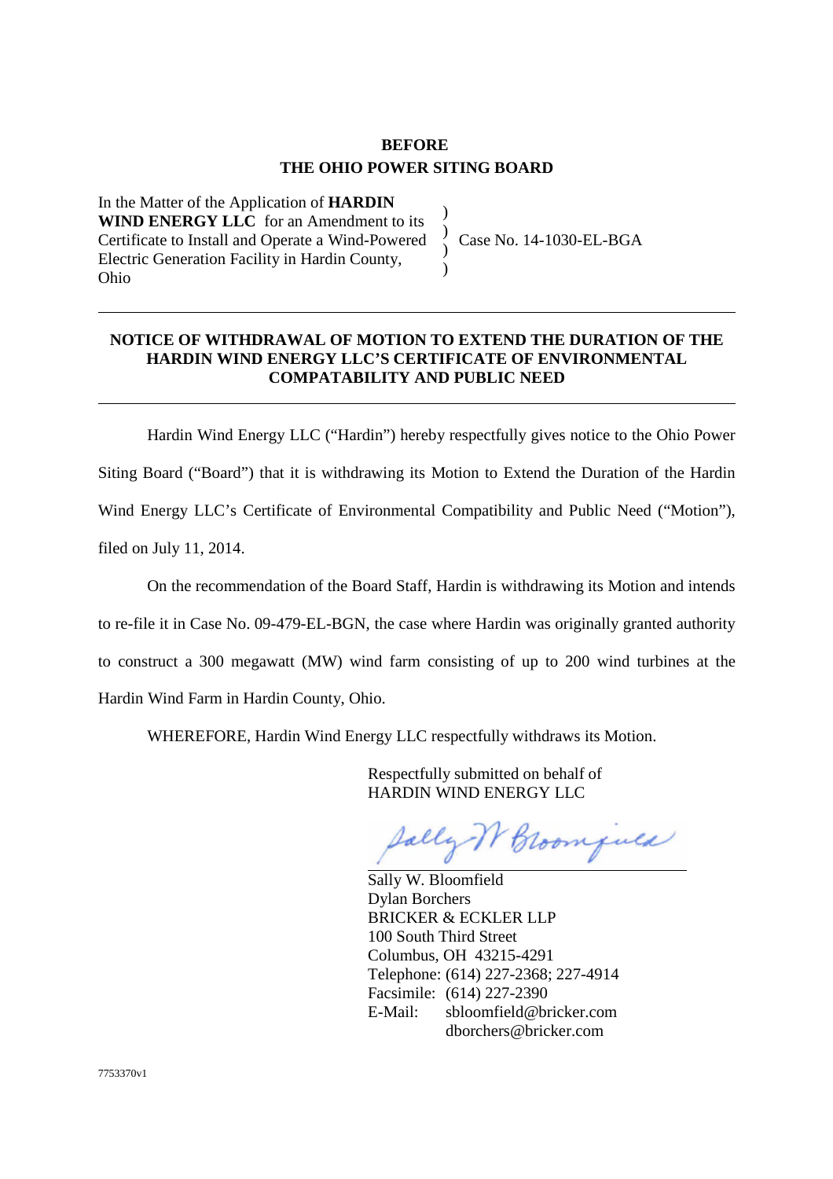**BEFORE**
**THE OHIO POWER SITING BOARD**

| In the Matter of the Application of **HARDIN WIND ENERGY LLC** for an Amendment to its Certificate to Install and Operate a Wind-Powered Electric Generation Facility in Hardin County, Ohio | ) ) ) ) | Case No. 14-1030-EL-BGA |
|---|---|---|

---

**NOTICE OF WITHDRAWAL OF MOTION TO EXTEND THE DURATION OF THE HARDIN WIND ENERGY LLC'S CERTIFICATE OF ENVIRONMENTAL COMPATABILITY AND PUBLIC NEED**

---

Hardin Wind Energy LLC ("Hardin") hereby respectfully gives notice to the Ohio Power Siting Board ("Board") that it is withdrawing its Motion to Extend the Duration of the Hardin Wind Energy LLC's Certificate of Environmental Compatibility and Public Need ("Motion"), filed on July 11, 2014.

On the recommendation of the Board Staff, Hardin is withdrawing its Motion and intends to re-file it in Case No. 09-479-EL-BGN, the case where Hardin was originally granted authority to construct a 300 megawatt (MW) wind farm consisting of up to 200 wind turbines at the Hardin Wind Farm in Hardin County, Ohio.

WHEREFORE, Hardin Wind Energy LLC respectfully withdraws its Motion.

Respectfully submitted on behalf of
HARDIN WIND ENERGY LLC

Sally W Bloomfield

Sally W. Bloomfield
Dylan Borchers
BRICKER & ECKLER LLP
100 South Third Street
Columbus, OH 43215-4291
Telephone: (614) 227-2368; 227-4914
Facsimile: (614) 227-2390
E-Mail: sbloomfield@bricker.com
dborchers@bricker.com

7753370v1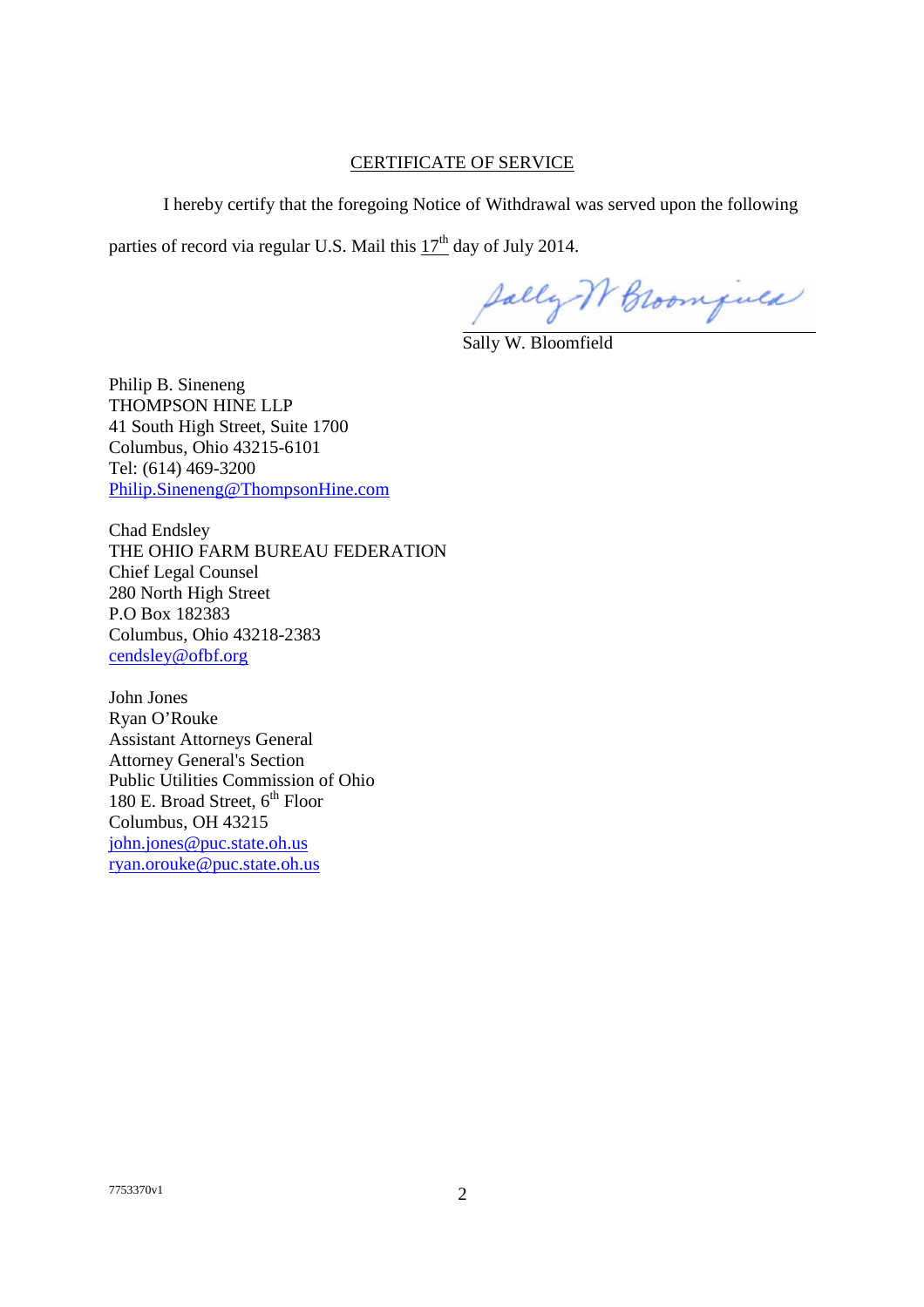## CERTIFICATE OF SERVICE

I hereby certify that the foregoing Notice of Withdrawal was served upon the following parties of record via regular U.S. Mail this 17th day of July 2014.

Sally W. Bloomfield

Sally W. Bloomfield

Philip B. Sineneng
THOMPSON HINE LLP
41 South High Street, Suite 1700
Columbus, Ohio 43215-6101
Tel: (614) 469-3200
Philip.Sineneng@ThompsonHine.com

Chad Endsley
THE OHIO FARM BUREAU FEDERATION
Chief Legal Counsel
280 North High Street
P.O Box 182383
Columbus, Ohio 43218-2383
cendsley@ofbf.org

John Jones
Ryan O'Rouke
Assistant Attorneys General
Attorney General's Section
Public Utilities Commission of Ohio
180 E. Broad Street, 6th Floor
Columbus, OH 43215
john.jones@puc.state.oh.us
ryan.orouke@puc.state.oh.us

7753370v1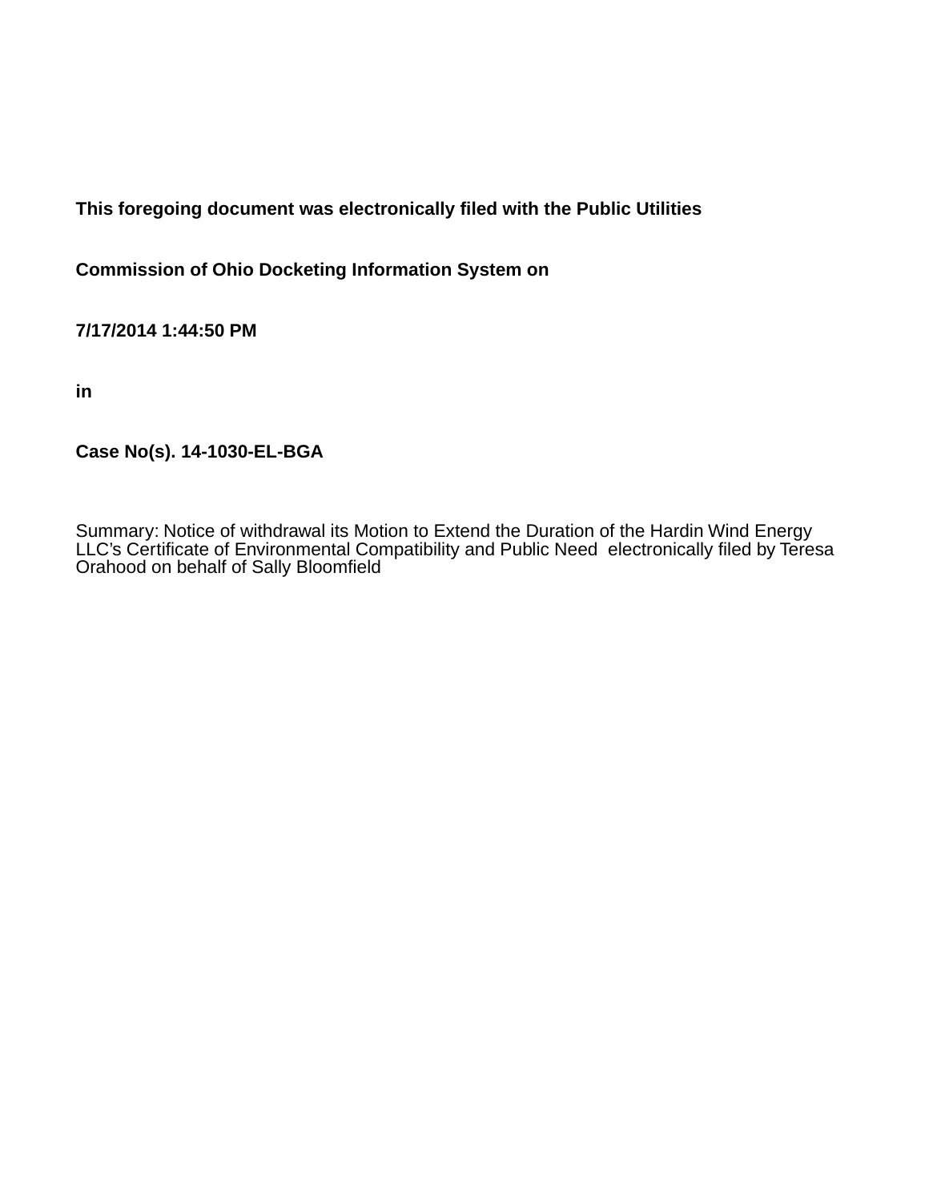**This foregoing document was electronically filed with the Public Utilities**

**Commission of Ohio Docketing Information System on**

**7/17/2014 1:44:50 PM**

**in**

**Case No(s). 14-1030-EL-BGA**

Summary: Notice of withdrawal its Motion to Extend the Duration of the Hardin Wind Energy LLC’s Certificate of Environmental Compatibility and Public Need electronically filed by Teresa Orahood on behalf of Sally Bloomfield